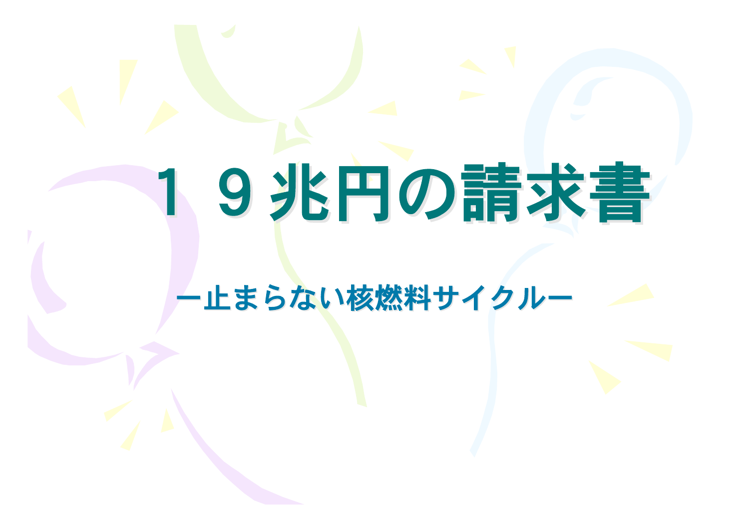# １９兆円の請求書

## ー止まらない核燃料サイクルー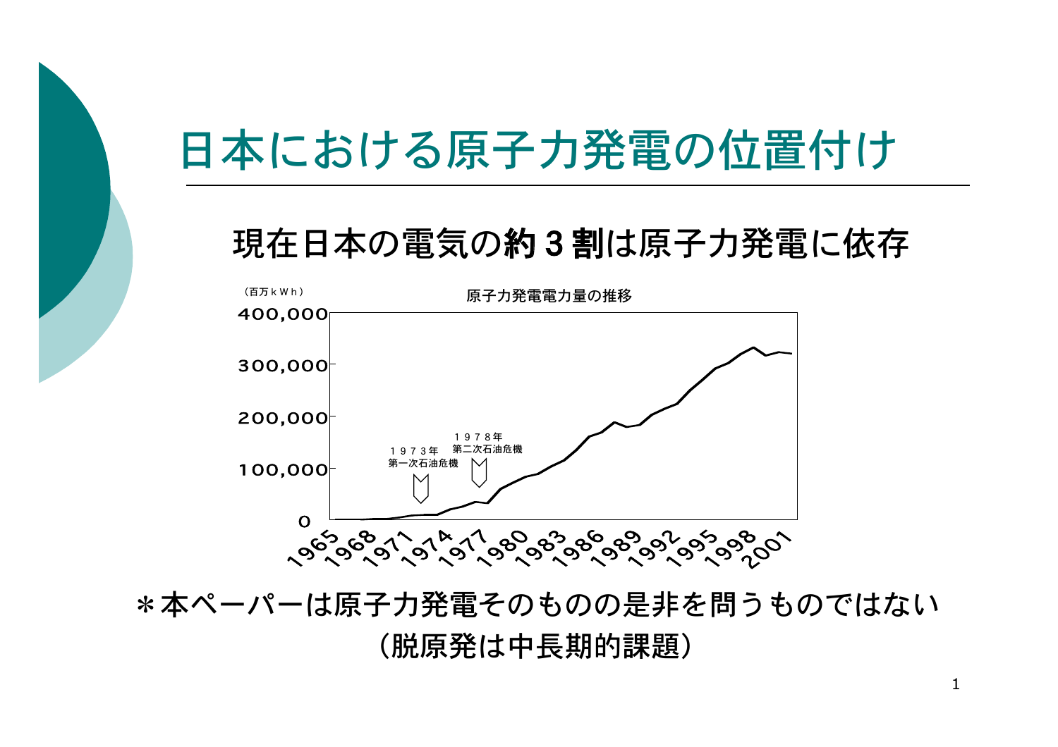# 日本における原子力発電の位置付け

## 現在日本の電気の**約３割**は原子力発電に依存

（百万ｋＷｈ）

原子力発電電力量の推移

400,000
300,000
200,000
100,000
0

１９７３年
第一次石油危機

１９７８年
第二次石油危機

1965 1968 1971 1974 1977 1980 1983 1986 1989 1992 1995 1998 2001

＊本ペーパーは原子力発電そのものの是非を問うものではない
（脱原発は中長期的課題）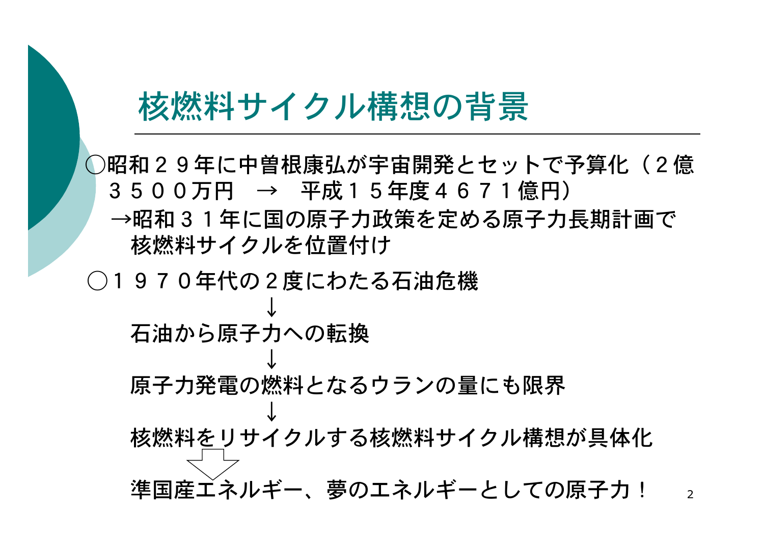# 核燃料サイクル構想の背景

○昭和２９年に中曽根康弘が宇宙開発とセットで予算化（２億３５００万円　→　平成１５年度４６７１億円）

→昭和３１年に国の原子力政策を定める原子力長期計画で核燃料サイクルを位置付け

○１９７０年代の２度にわたる石油危機

↓

石油から原子力への転換

↓

原子力発電の燃料となるウランの量にも限界

↓

核燃料をリサイクルする核燃料サイクル構想が具体化

⇩

準国産エネルギー、夢のエネルギーとしての原子力！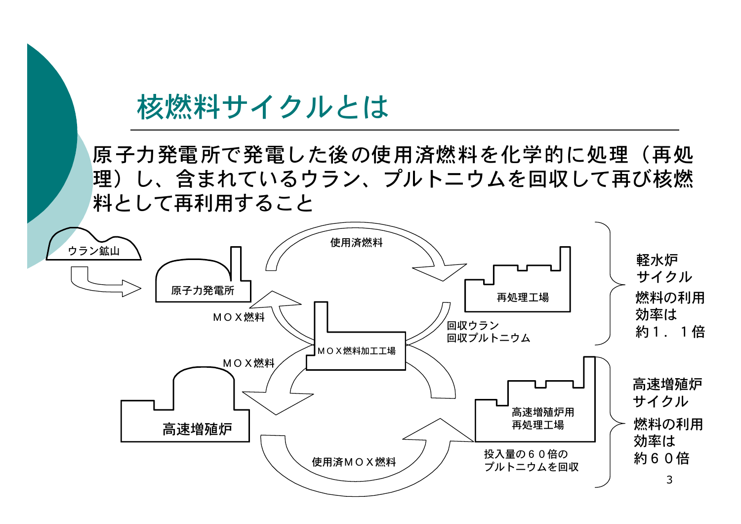# 核燃料サイクルとは

原子力発電所で発電した後の使用済燃料を化学的に処理（再処理）し、含まれているウラン、プルトニウムを回収して再び核燃料として再利用すること

ウラン鉱山

原子力発電所

使用済燃料

再処理工場

ＭＯＸ燃料

ＭＯＸ燃料加工工場

回収ウラン
回収プルトニウム

ＭＯＸ燃料

高速増殖炉

高速増殖炉用
再処理工場

使用済ＭＯＸ燃料

投入量の６０倍の
プルトニウムを回収

軽水炉
サイクル
燃料の利用
効率は
約１．１倍

高速増殖炉
サイクル
燃料の利用
効率は
約６０倍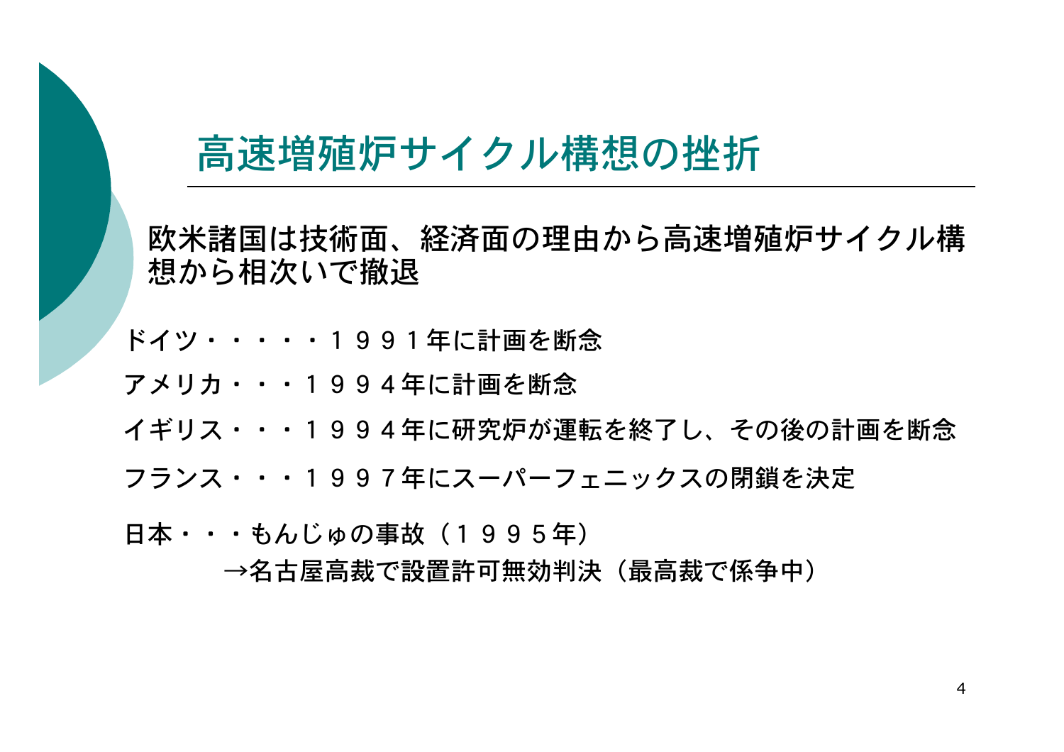# 高速増殖炉サイクル構想の挫折

欧米諸国は技術面、経済面の理由から高速増殖炉サイクル構想から相次いで撤退

ドイツ・・・・・１９９１年に計画を断念

アメリカ・・・１９９４年に計画を断念

イギリス・・・１９９４年に研究炉が運転を終了し、その後の計画を断念

フランス・・・１９９７年にスーパーフェニックスの閉鎖を決定

日本・・・もんじゅの事故（１９９５年）

　　→名古屋高裁で設置許可無効判決（最高裁で係争中）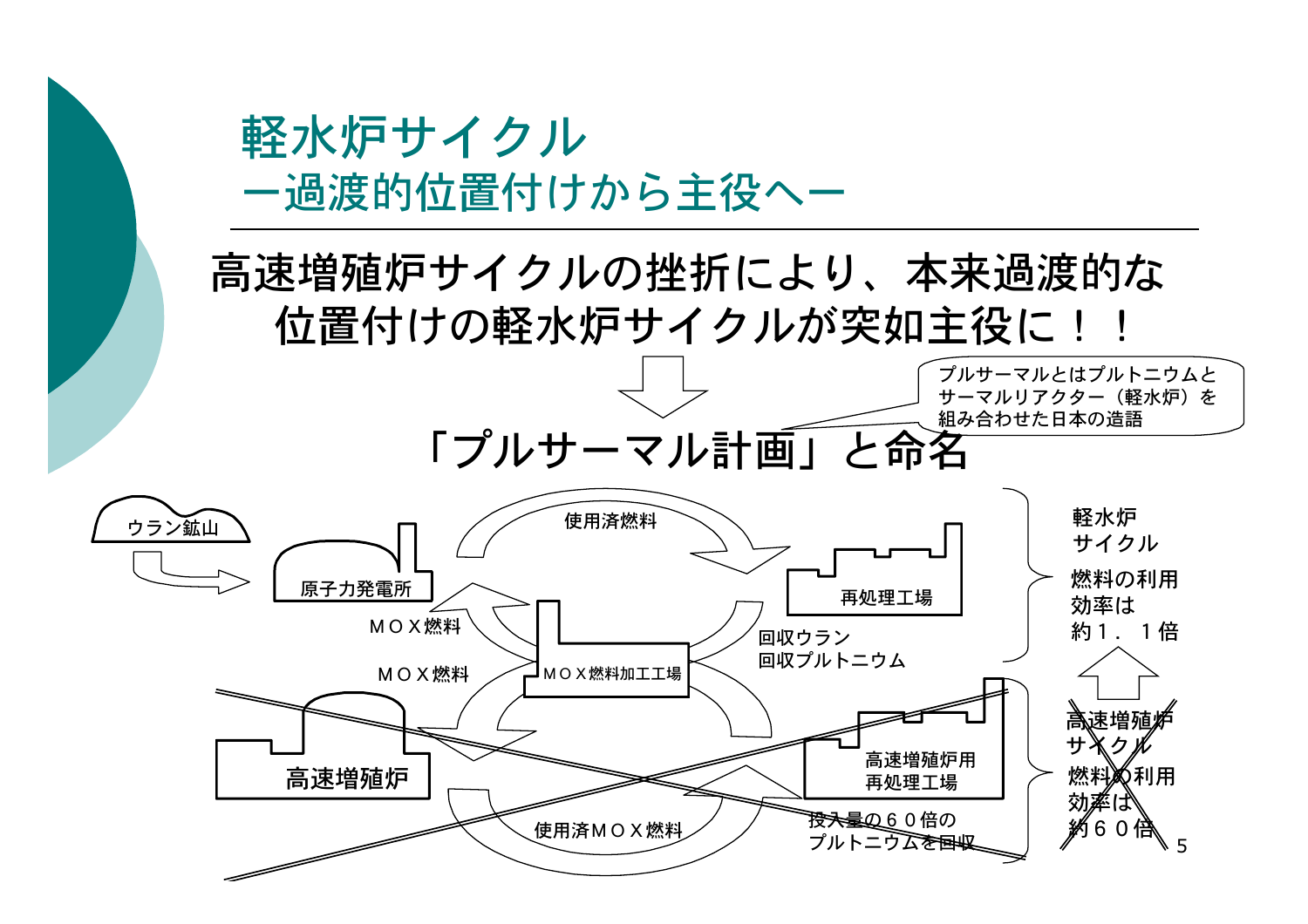# 軽水炉サイクル
## ー過渡的位置付けから主役へー

高速増殖炉サイクルの挫折により、本来過渡的な位置付けの軽水炉サイクルが突如主役に！！

⇩

「プルサーマル計画」と命名

> プルサーマルとはプルトニウムとサーマルリアクター（軽水炉）を組み合わせた日本の造語

ウラン鉱山

原子力発電所

使用済燃料

再処理工場

ＭＯＸ燃料

ＭＯＸ燃料加工工場

回収ウラン
回収プルトニウム

ＭＯＸ燃料

高速増殖炉

高速増殖炉用
再処理工場

使用済ＭＯＸ燃料

投入量の６０倍の
プルトニウムを回収

軽水炉
サイクル
燃料の利用
効率は
約１．１倍

~~高速増殖炉
サイクル
燃料の利用
効率は
約６０倍~~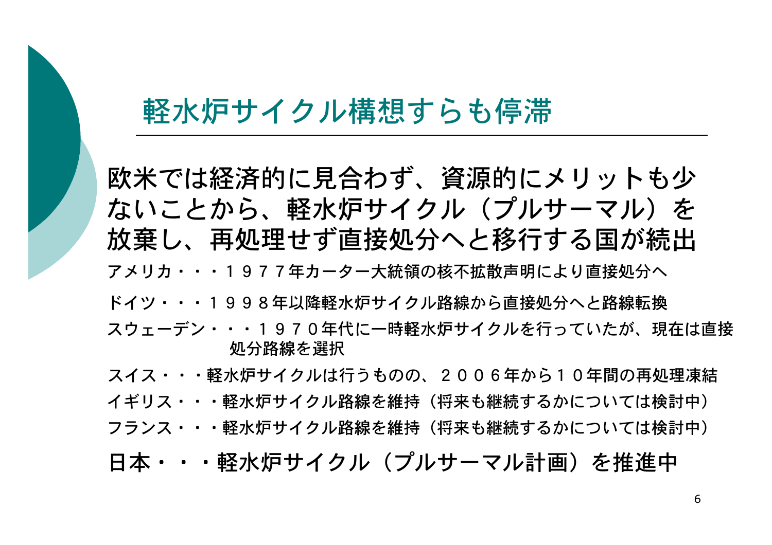# 軽水炉サイクル構想すらも停滞

欧米では経済的に見合わず、資源的にメリットも少ないことから、軽水炉サイクル（プルサーマル）を放棄し、再処理せず直接処分へと移行する国が続出

アメリカ・・・１９７７年カーター大統領の核不拡散声明により直接処分へ

ドイツ・・・１９９８年以降軽水炉サイクル路線から直接処分へと路線転換

スウェーデン・・・１９７０年代に一時軽水炉サイクルを行っていたが、現在は直接処分路線を選択

スイス・・・軽水炉サイクルは行うものの、２００６年から１０年間の再処理凍結

イギリス・・・軽水炉サイクル路線を維持（将来も継続するかについては検討中）

フランス・・・軽水炉サイクル路線を維持（将来も継続するかについては検討中）

日本・・・軽水炉サイクル（プルサーマル計画）を推進中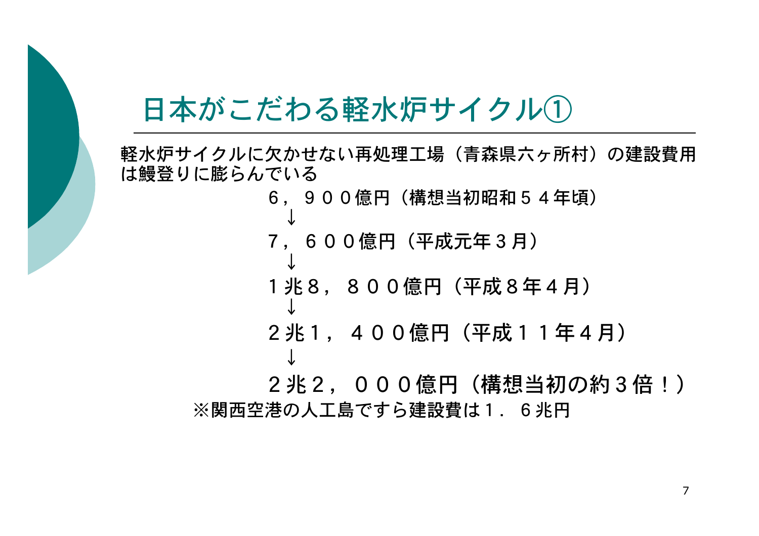# 日本がこだわる軽水炉サイクル①

軽水炉サイクルに欠かせない再処理工場（青森県六ヶ所村）の建設費用は鰻登りに膨らんでいる

６，９００億円（構想当初昭和５４年頃）

↓

７，６００億円（平成元年３月）

↓

１兆８，８００億円（平成８年４月）

↓

２兆１，４００億円（平成１１年４月）

↓

２兆２，０００億円（構想当初の約３倍！）

※関西空港の人工島ですら建設費は１．６兆円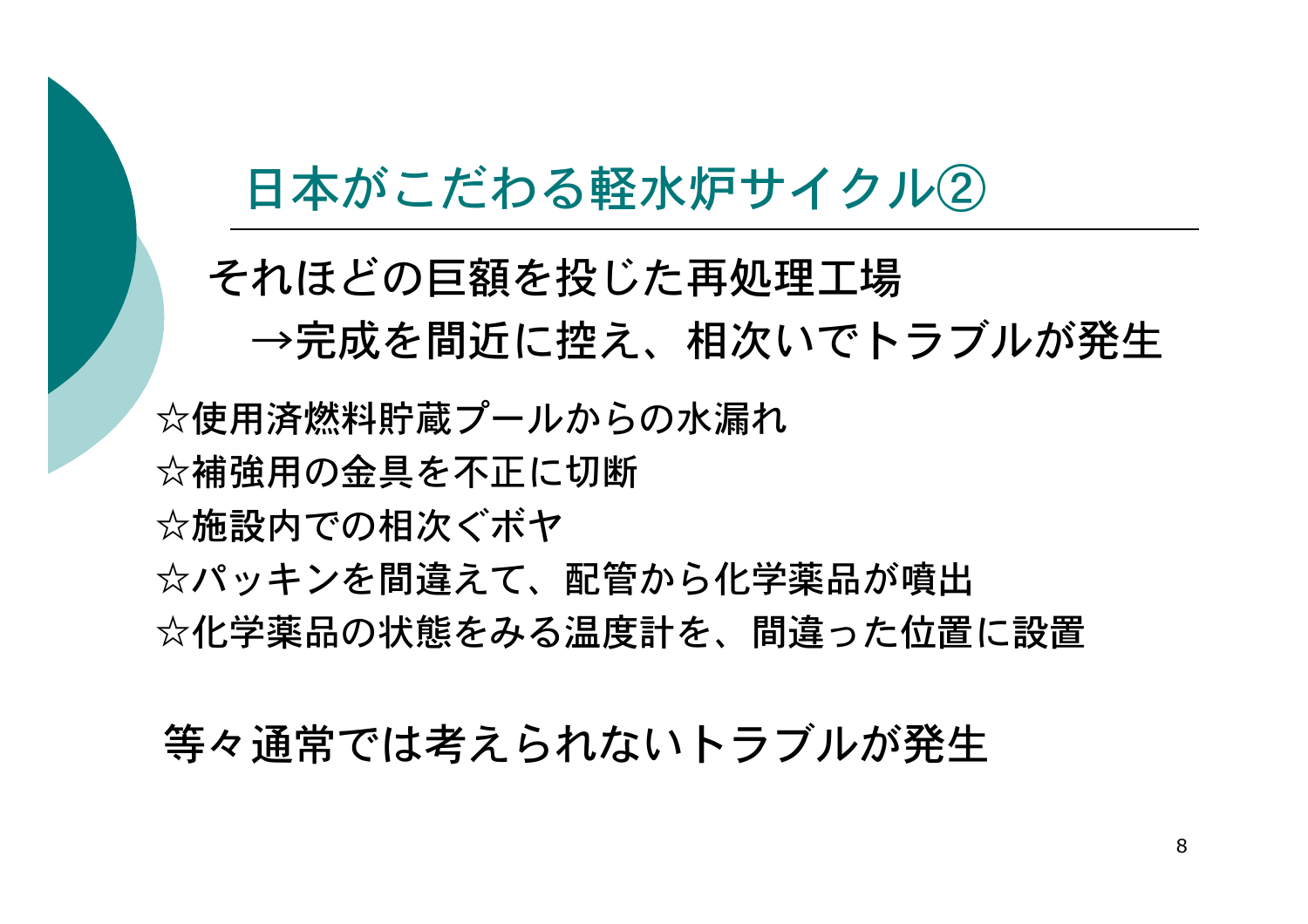# 日本がこだわる軽水炉サイクル②

それほどの巨額を投じた再処理工場
　→完成を間近に控え、相次いでトラブルが発生

☆使用済燃料貯蔵プールからの水漏れ
☆補強用の金具を不正に切断
☆施設内での相次ぐボヤ
☆パッキンを間違えて、配管から化学薬品が噴出
☆化学薬品の状態をみる温度計を、間違った位置に設置

等々通常では考えられないトラブルが発生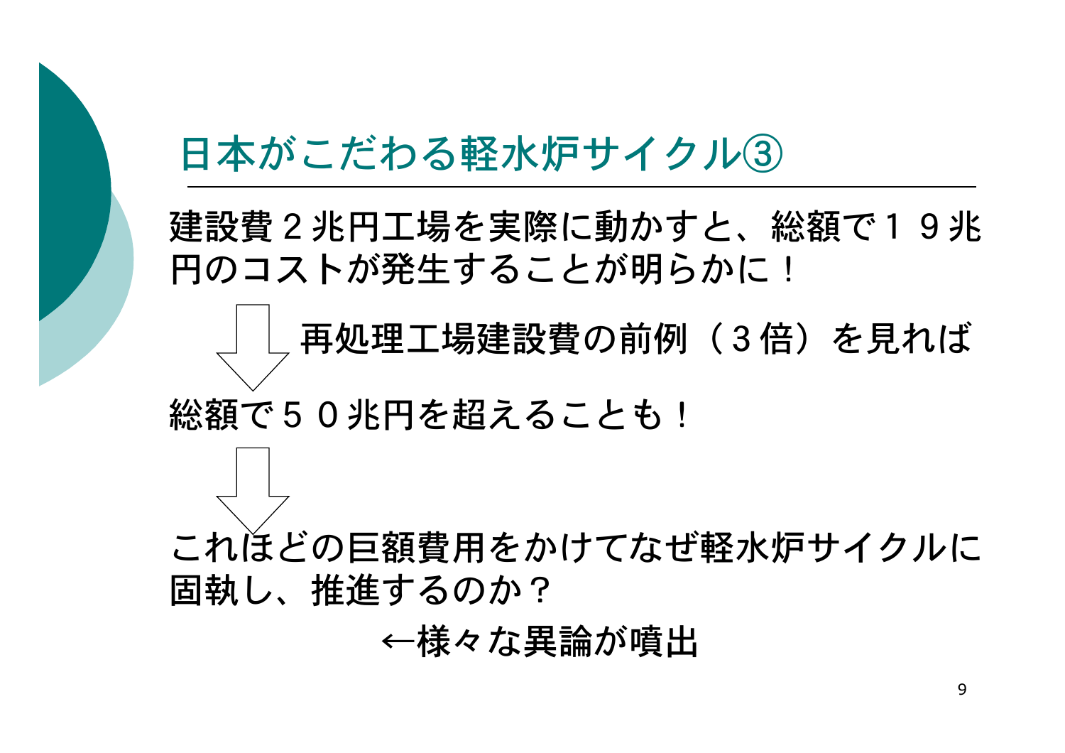# 日本がこだわる軽水炉サイクル③

建設費２兆円工場を実際に動かすと、総額で１９兆円のコストが発生することが明らかに！

⇩ 再処理工場建設費の前例（３倍）を見れば

総額で５０兆円を超えることも！

⇩

これほどの巨額費用をかけてなぜ軽水炉サイクルに固執し、推進するのか？

←様々な異論が噴出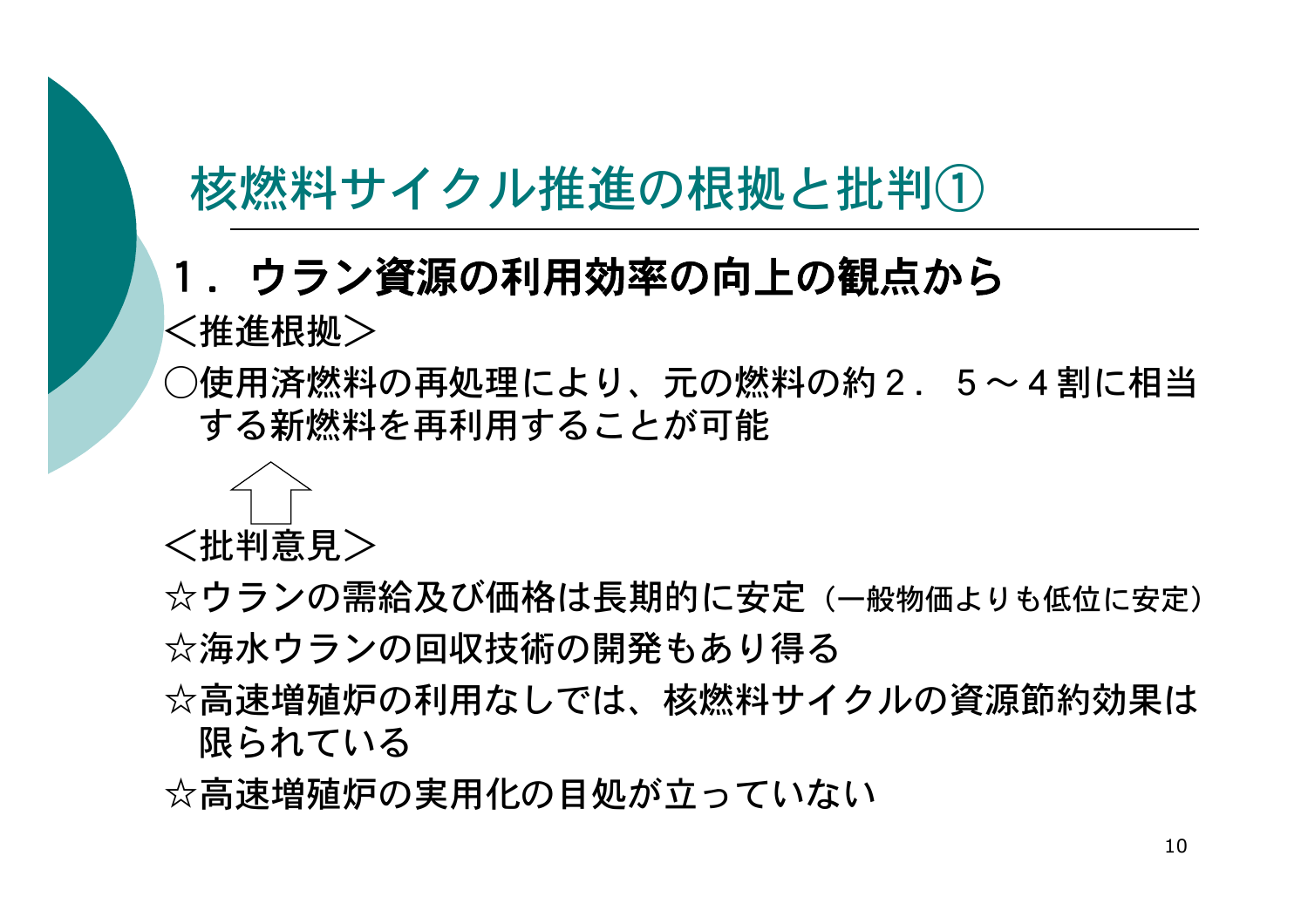# 核燃料サイクル推進の根拠と批判①

## １．ウラン資源の利用効率の向上の観点から

＜推進根拠＞

○使用済燃料の再処理により、元の燃料の約２．５～４割に相当する新燃料を再利用することが可能

⇧

＜批判意見＞

☆ウランの需給及び価格は長期的に安定（一般物価よりも低位に安定）

☆海水ウランの回収技術の開発もあり得る

☆高速増殖炉の利用なしでは、核燃料サイクルの資源節約効果は限られている

☆高速増殖炉の実用化の目処が立っていない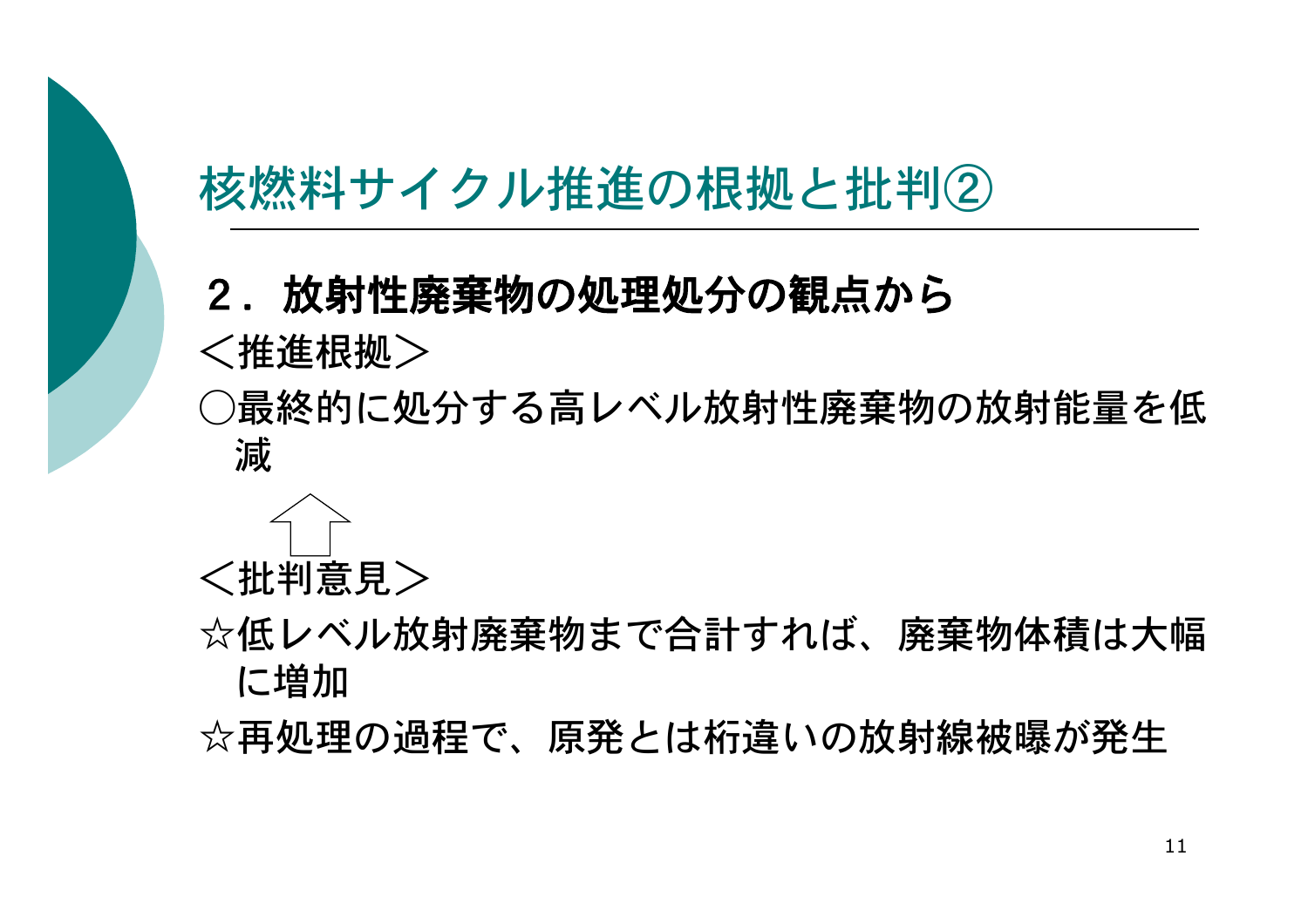# 核燃料サイクル推進の根拠と批判②

## ２．放射性廃棄物の処理処分の観点から

＜推進根拠＞

○最終的に処分する高レベル放射性廃棄物の放射能量を低減

↑

＜批判意見＞

☆低レベル放射廃棄物まで合計すれば、廃棄物体積は大幅に増加

☆再処理の過程で、原発とは桁違いの放射線被曝が発生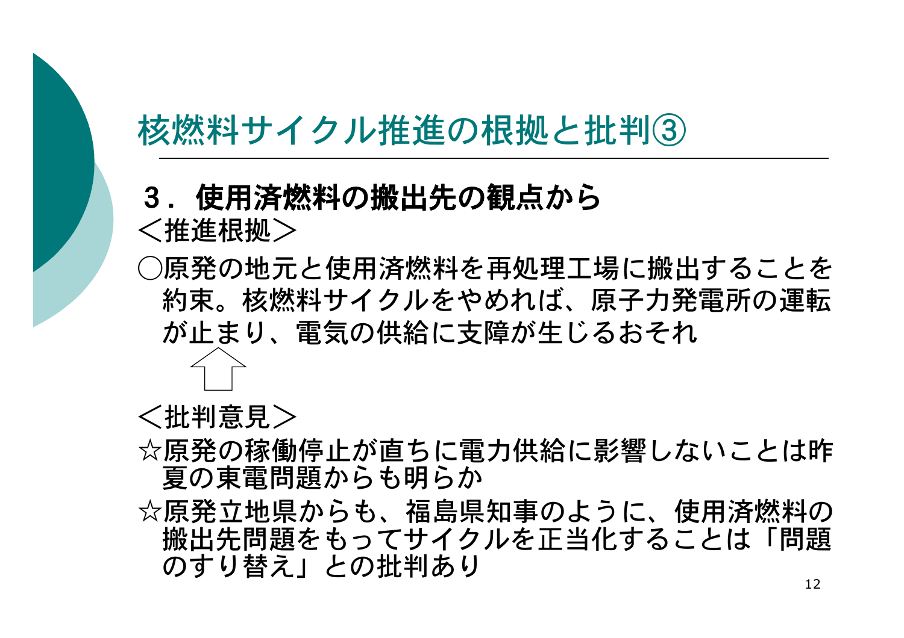# 核燃料サイクル推進の根拠と批判③

## ３．使用済燃料の搬出先の観点から

＜推進根拠＞

○原発の地元と使用済燃料を再処理工場に搬出することを約束。核燃料サイクルをやめれば、原子力発電所の運転が止まり、電気の供給に支障が生じるおそれ

⇧

＜批判意見＞

☆原発の稼働停止が直ちに電力供給に影響しないことは昨夏の東電問題からも明らか

☆原発立地県からも、福島県知事のように、使用済燃料の搬出先問題をもってサイクルを正当化することは「問題のすり替え」との批判あり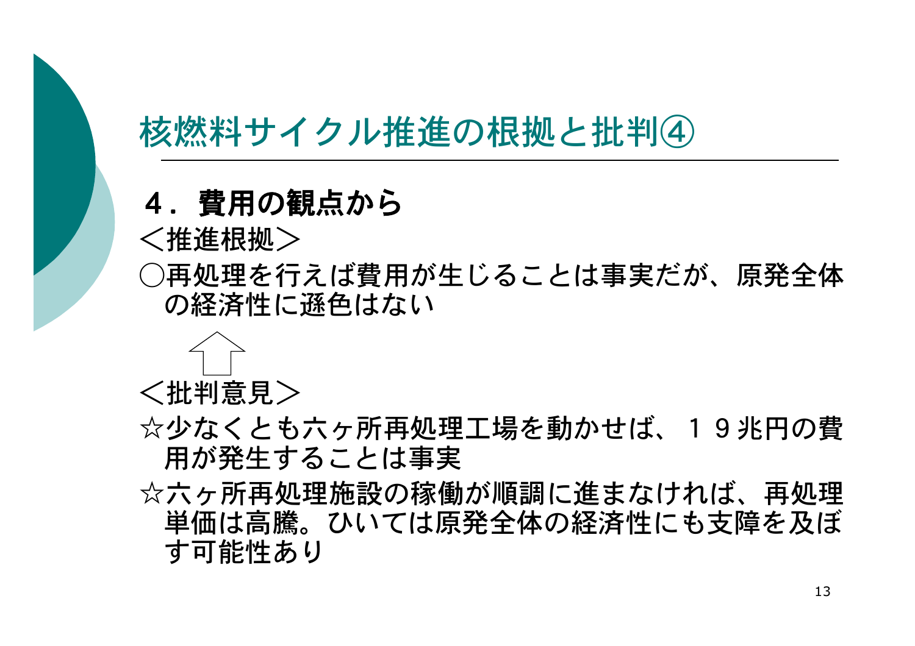# 核燃料サイクル推進の根拠と批判④

## ４．費用の観点から

＜推進根拠＞

○再処理を行えば費用が生じることは事実だが、原発全体の経済性に遜色はない

⇧

＜批判意見＞

☆少なくとも六ヶ所再処理工場を動かせば、１９兆円の費用が発生することは事実

☆六ヶ所再処理施設の稼働が順調に進まなければ、再処理単価は高騰。ひいては原発全体の経済性にも支障を及ぼす可能性あり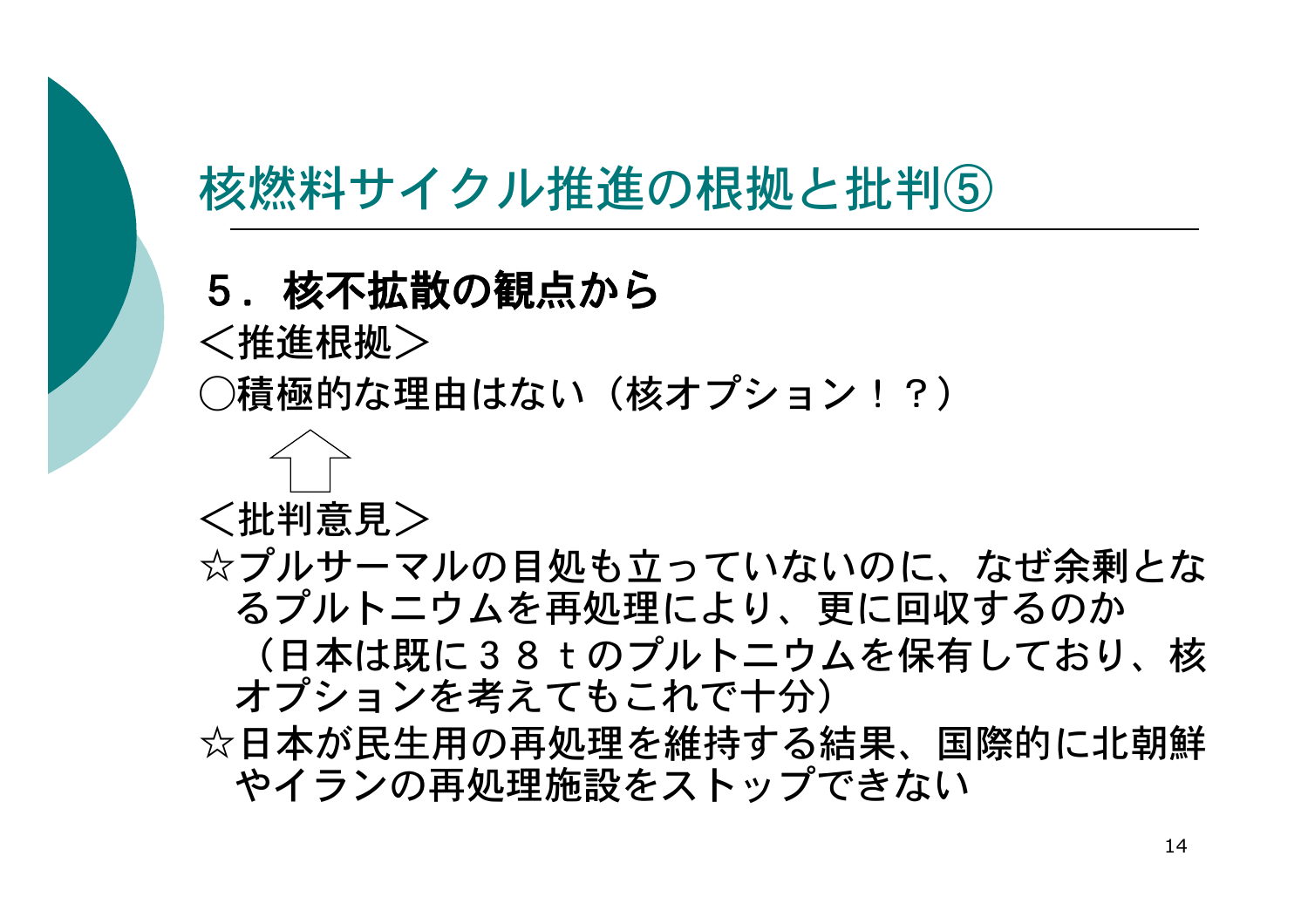# 核燃料サイクル推進の根拠と批判⑤

**５．核不拡散の観点から**

＜推進根拠＞

○積極的な理由はない（核オプション！？）

↑

＜批判意見＞

☆プルサーマルの目処も立っていないのに、なぜ余剰となるプルトニウムを再処理により、更に回収するのか（日本は既に３８ｔのプルトニウムを保有しており、核オプションを考えてもこれで十分）

☆日本が民生用の再処理を維持する結果、国際的に北朝鮮やイランの再処理施設をストップできない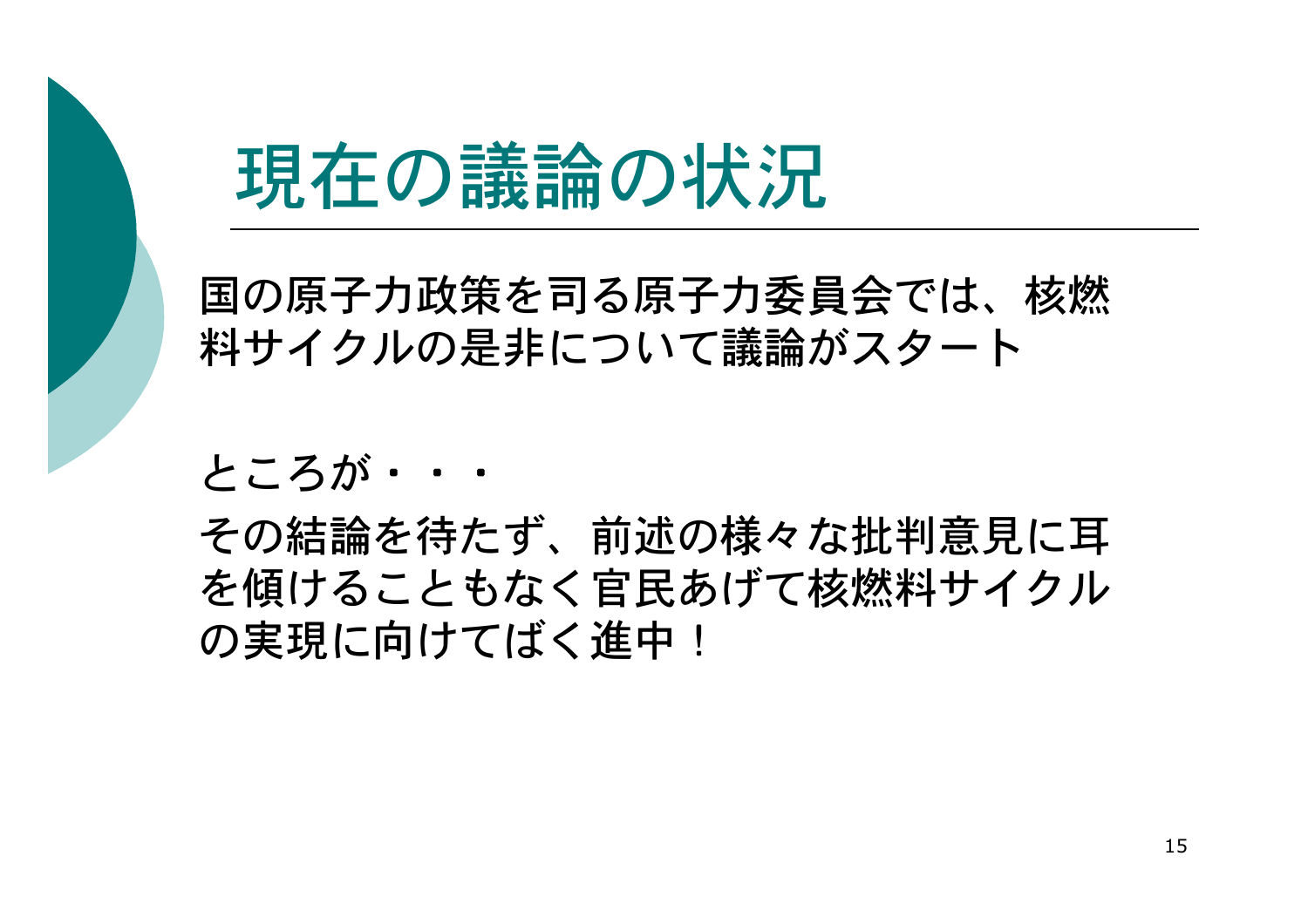# 現在の議論の状況

国の原子力政策を司る原子力委員会では、核燃料サイクルの是非について議論がスタート

ところが・・・

その結論を待たず、前述の様々な批判意見に耳を傾けることもなく官民あげて核燃料サイクルの実現に向けてばく進中！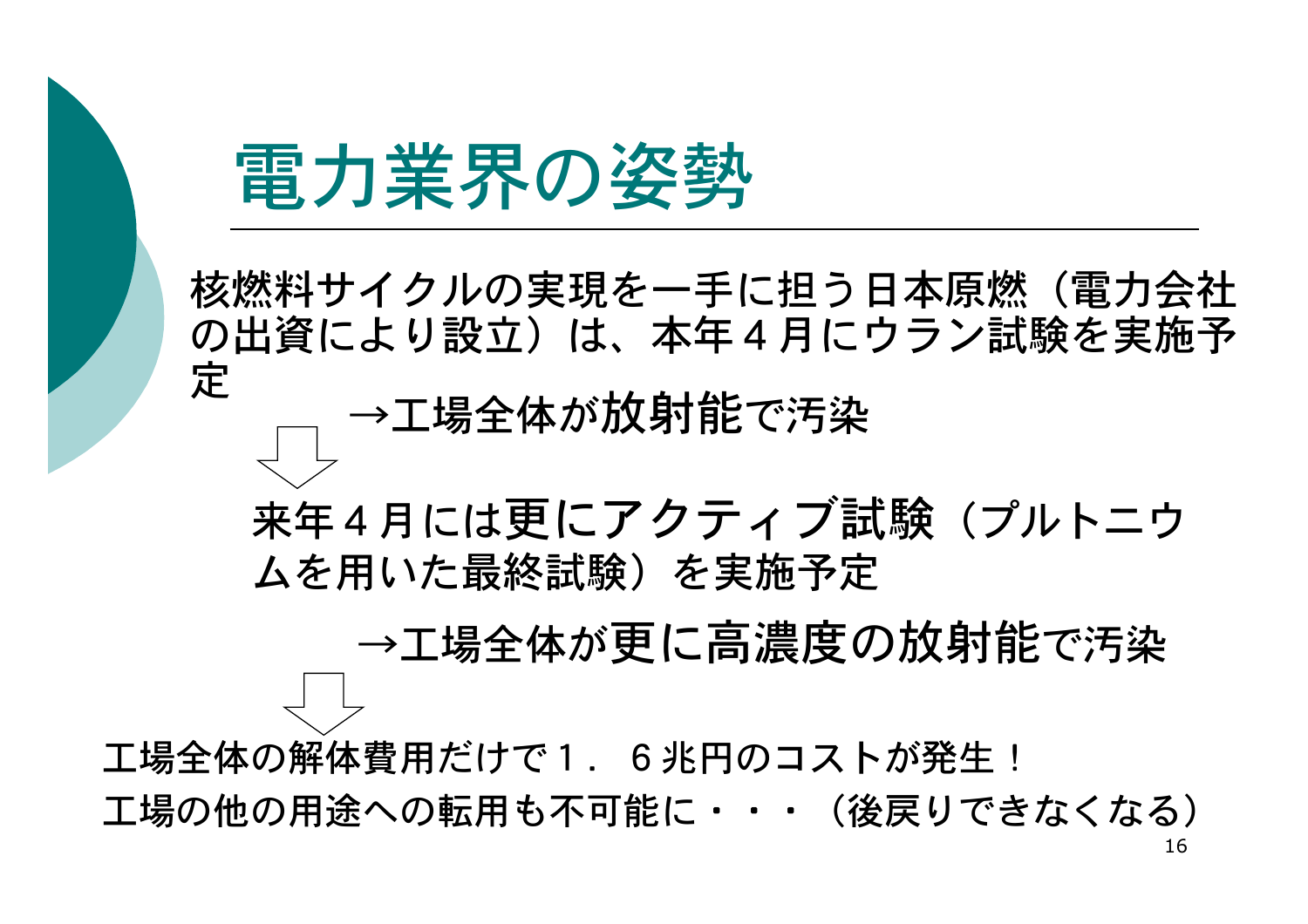# 電力業界の姿勢

核燃料サイクルの実現を一手に担う日本原燃（電力会社の出資により設立）は、本年４月にウラン試験を実施予定

→工場全体が放射能で汚染

⇩

来年４月には更にアクティブ試験（プルトニウムを用いた最終試験）を実施予定

→工場全体が更に高濃度の放射能で汚染

⇩

工場全体の解体費用だけで１．６兆円のコストが発生！

工場の他の用途への転用も不可能に・・・（後戻りできなくなる）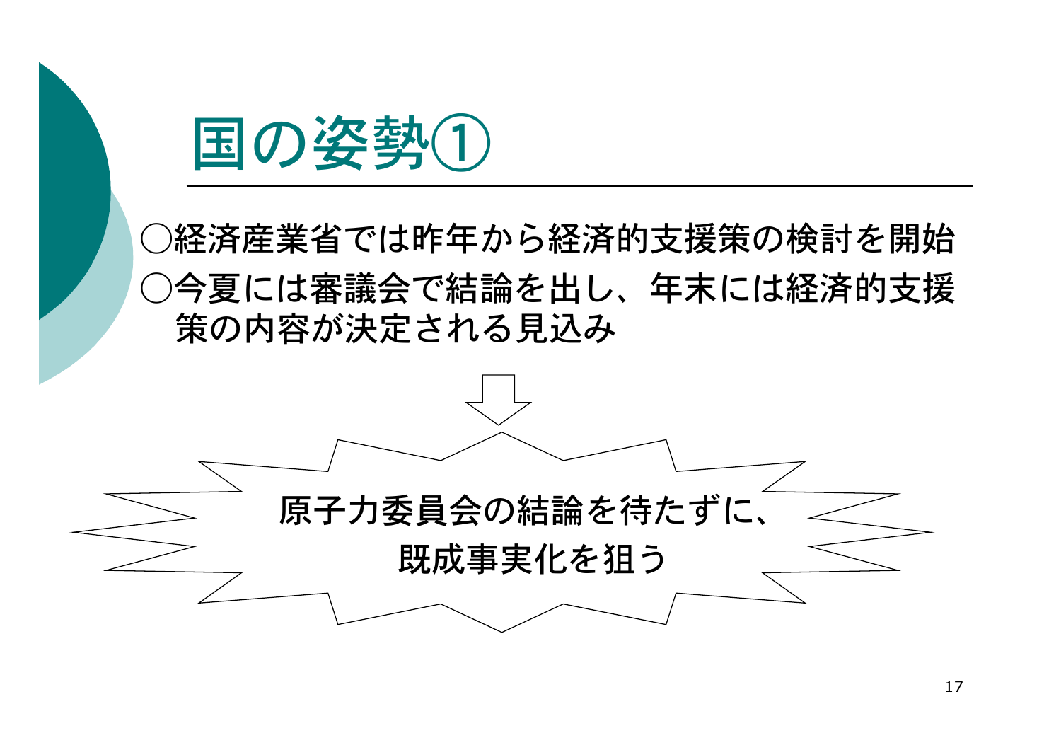# 国の姿勢①

○経済産業省では昨年から経済的支援策の検討を開始

○今夏には審議会で結論を出し、年末には経済的支援策の内容が決定される見込み

⇩

原子力委員会の結論を待たずに、既成事実化を狙う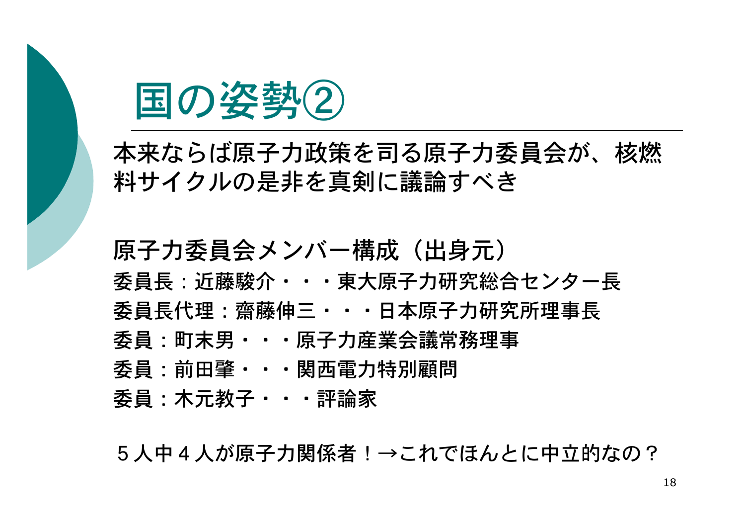# 国の姿勢②

本来ならば原子力政策を司る原子力委員会が、核燃料サイクルの是非を真剣に議論すべき

原子力委員会メンバー構成（出身元）

委員長：近藤駿介・・・東大原子力研究総合センター長

委員長代理：齋藤伸三・・・日本原子力研究所理事長

委員：町末男・・・原子力産業会議常務理事

委員：前田肇・・・関西電力特別顧問

委員：木元教子・・・評論家

５人中４人が原子力関係者！→これでほんとに中立的なの？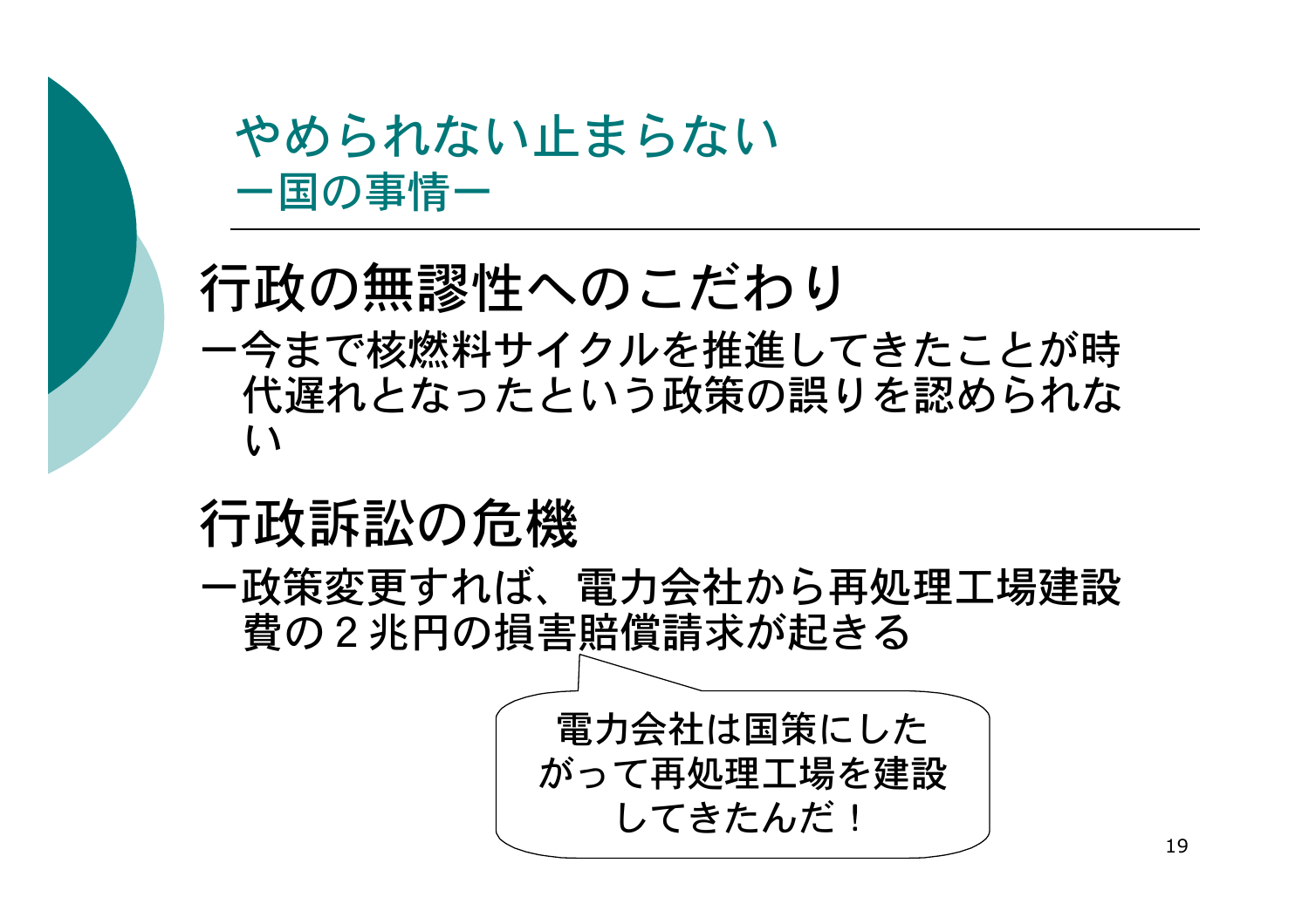# やめられない止まらない
## ー国の事情ー

### 行政の無謬性へのこだわり

ー今まで核燃料サイクルを推進してきたことが時代遅れとなったという政策の誤りを認められない

### 行政訴訟の危機

ー政策変更すれば、電力会社から再処理工場建設費の２兆円の損害賠償請求が起きる

電力会社は国策にしたがって再処理工場を建設してきたんだ！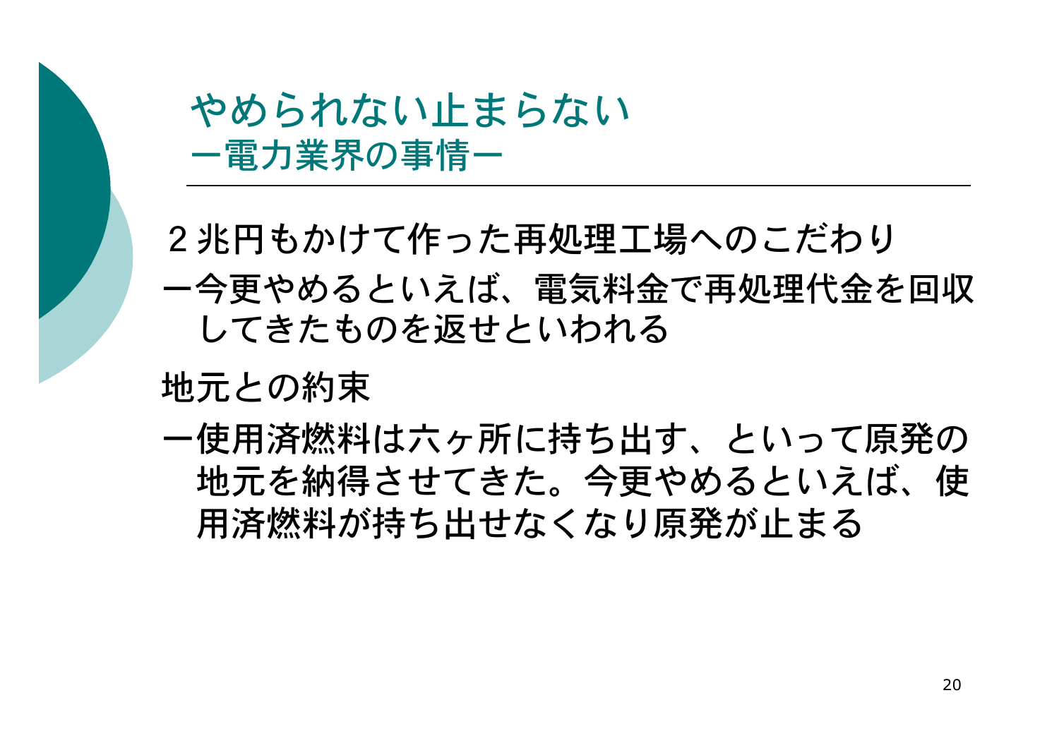# やめられない止まらない
## ー電力業界の事情ー

２兆円もかけて作った再処理工場へのこだわり
ー今更やめるといえば、電気料金で再処理代金を回収してきたものを返せといわれる

地元との約束
ー使用済燃料は六ヶ所に持ち出す、といって原発の地元を納得させてきた。今更やめるといえば、使用済燃料が持ち出せなくなり原発が止まる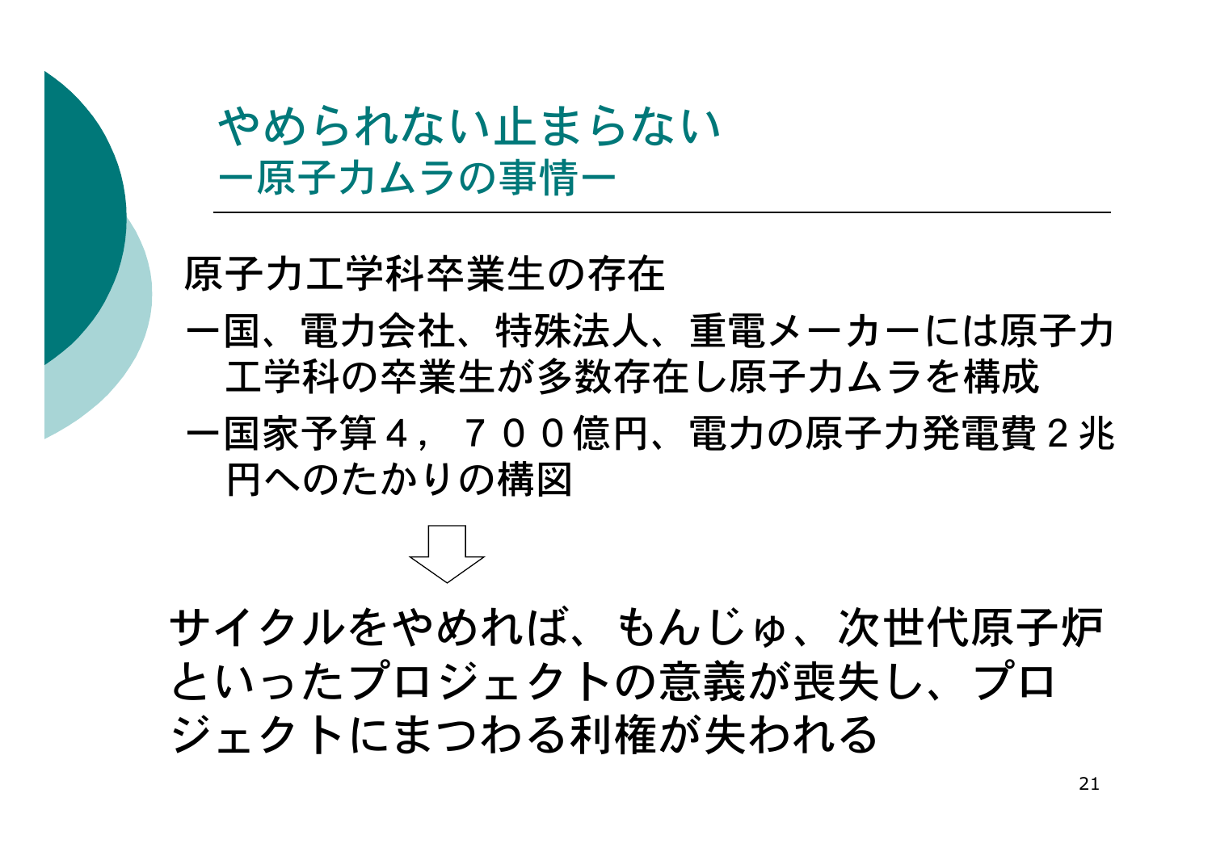# やめられない止まらない
## ー原子力ムラの事情ー

原子力工学科卒業生の存在

ー国、電力会社、特殊法人、重電メーカーには原子力工学科の卒業生が多数存在し原子力ムラを構成

ー国家予算４，７００億円、電力の原子力発電費２兆円へのたかりの構図

⇩

サイクルをやめれば、もんじゅ、次世代原子炉といったプロジェクトの意義が喪失し、プロジェクトにまつわる利権が失われる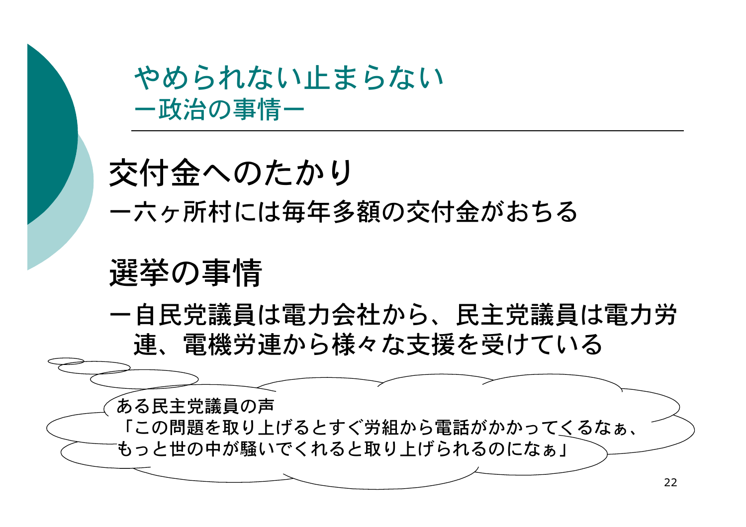# やめられない止まらない
## ー政治の事情ー

### 交付金へのたかり

ー六ヶ所村には毎年多額の交付金がおちる

### 選挙の事情

ー自民党議員は電力会社から、民主党議員は電力労連、電機労連から様々な支援を受けている

ある民主党議員の声
「この問題を取り上げるとすぐ労組から電話がかかってくるなぁ、もっと世の中が騒いでくれると取り上げられるのになぁ」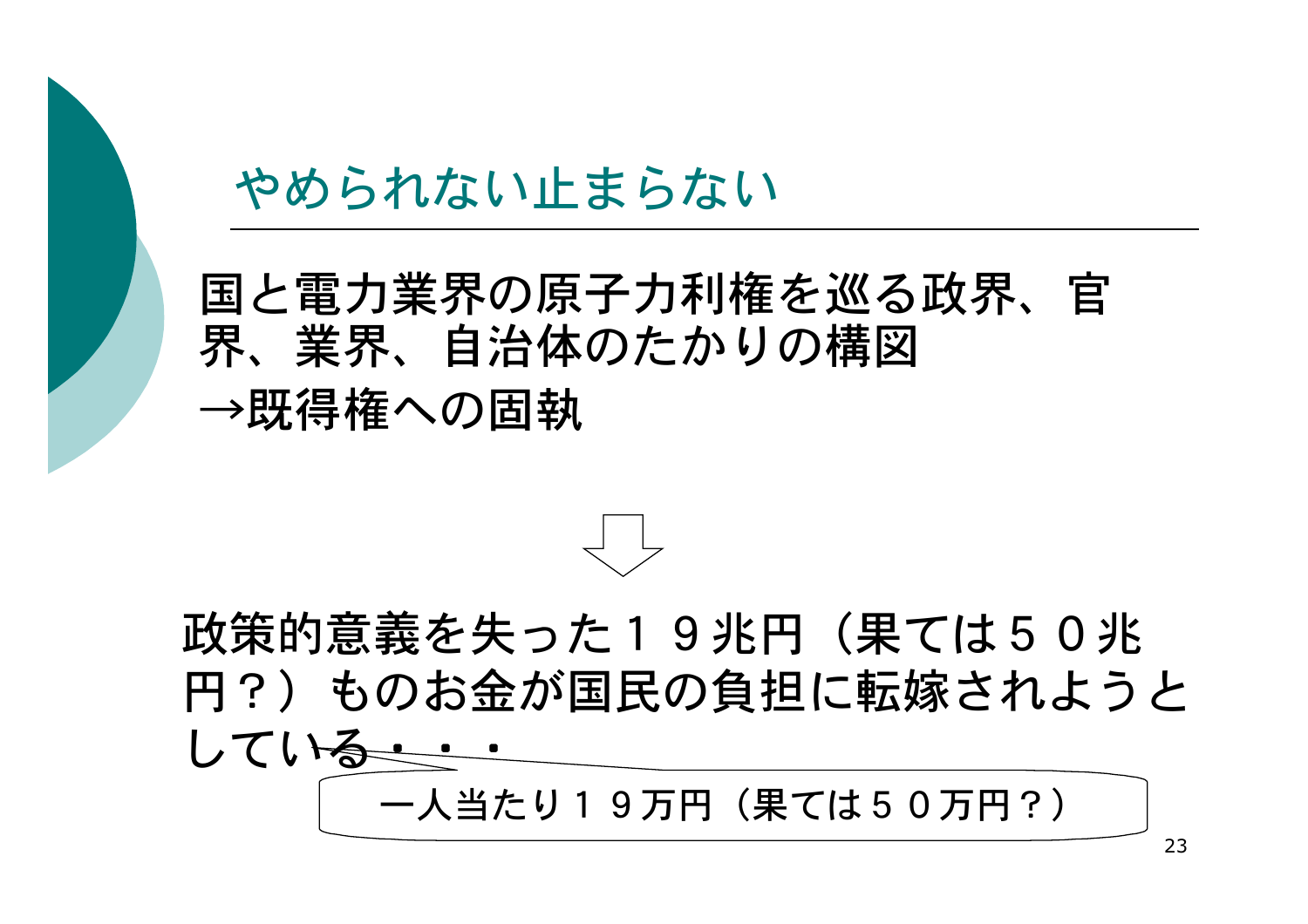# やめられない止まらない

国と電力業界の原子力利権を巡る政界、官界、業界、自治体のたかりの構図
→既得権への固執

⇩

政策的意義を失った１９兆円（果ては５０兆円？）ものお金が国民の負担に転嫁されようとしている・・・

一人当たり１９万円（果ては５０万円？）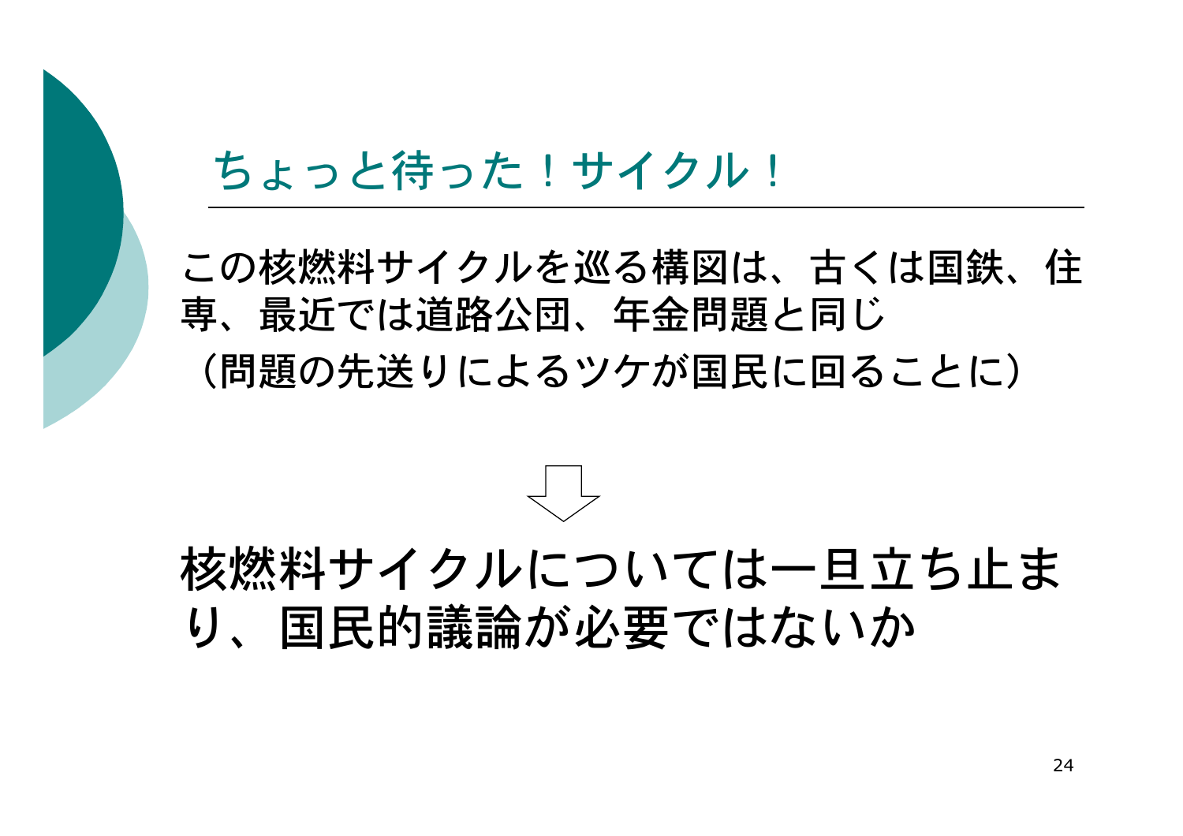# ちょっと待った！サイクル！

この核燃料サイクルを巡る構図は、古くは国鉄、住専、最近では道路公団、年金問題と同じ
（問題の先送りによるツケが国民に回ることに）

⇩

## 核燃料サイクルについては一旦立ち止まり、国民的議論が必要ではないか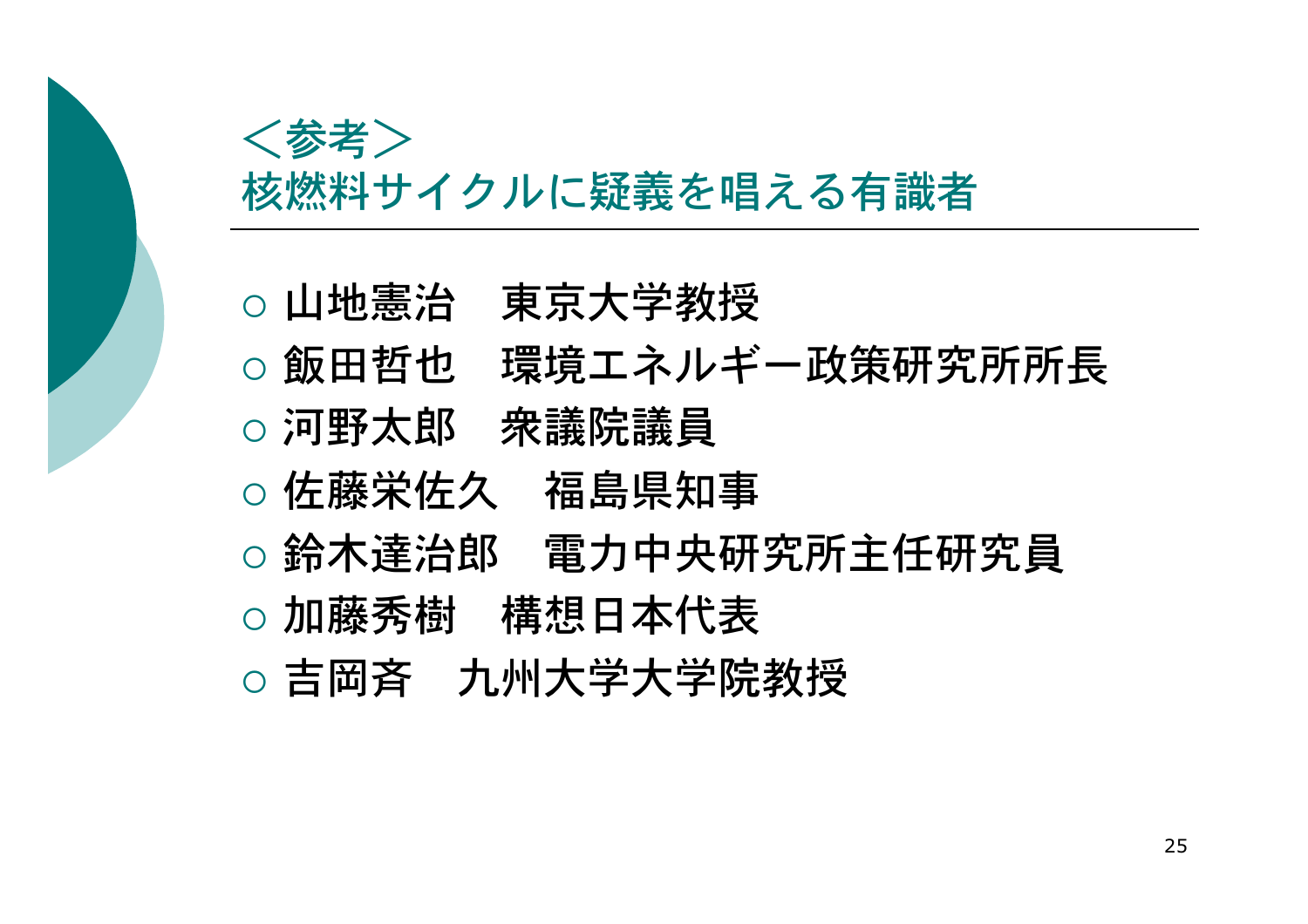## ＜参考＞
## 核燃料サイクルに疑義を唱える有識者

- 山地憲治　東京大学教授
- 飯田哲也　環境エネルギー政策研究所所長
- 河野太郎　衆議院議員
- 佐藤栄佐久　福島県知事
- 鈴木達治郎　電力中央研究所主任研究員
- 加藤秀樹　構想日本代表
- 吉岡斉　九州大学大学院教授